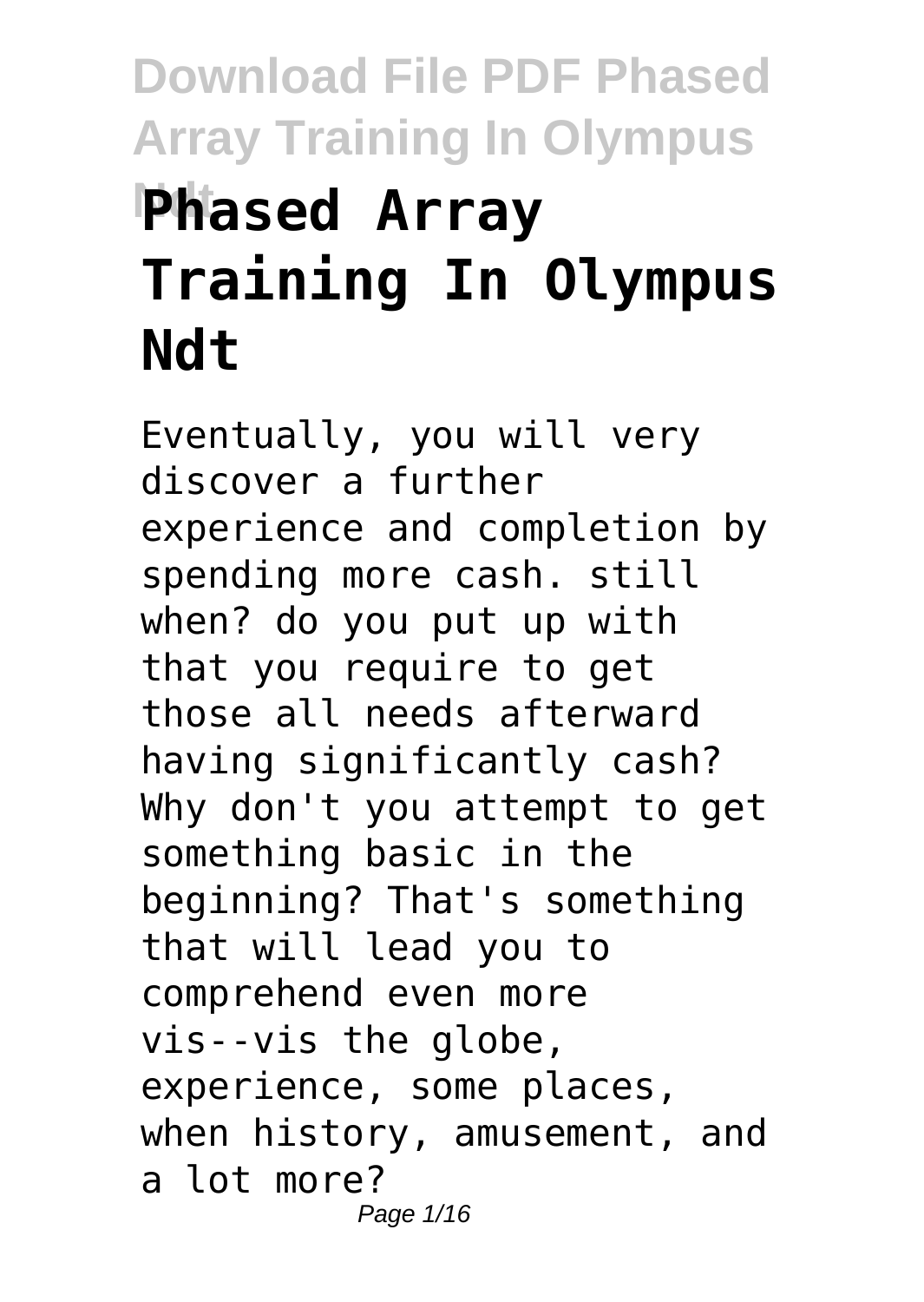# Phased Array Training In Olympus Ndt

Eventually, you will very discover a further experience and completion by spending more cash. still when? do you put up with that you require to get those all needs afterward having significantly cash? Why don't you attempt to get something basic in the beginning? That's something that will lead you to comprehend even more vis--vis the globe, experience, some places, when history, amusement, and a lot more?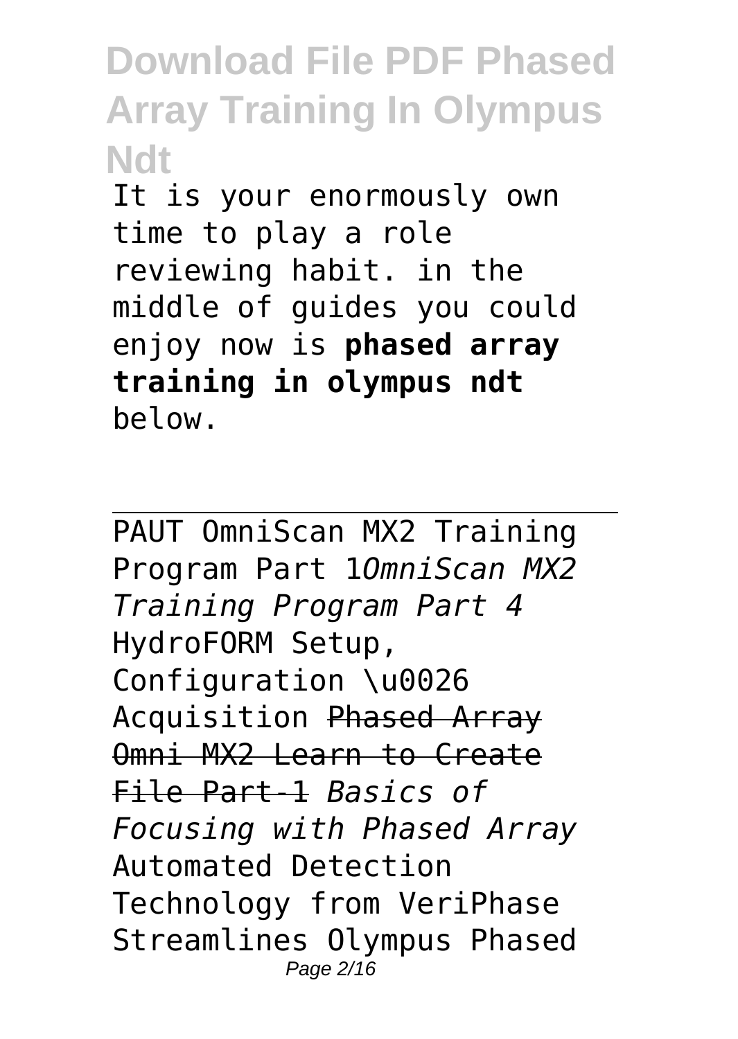It is your enormously own time to play a role reviewing habit. in the middle of guides you could enjoy now is **phased array training in olympus ndt** below.

---

PAUT OmniScan MX2 Training Program Part 1*OmniScan MX2 Training Program Part 4* HydroFORM Setup, Configuration \u0026 Acquisition ~~Phased Array Omni MX2 Learn to Create File Part-1~~ *Basics of Focusing with Phased Array* Automated Detection Technology from VeriPhase Streamlines Olympus Phased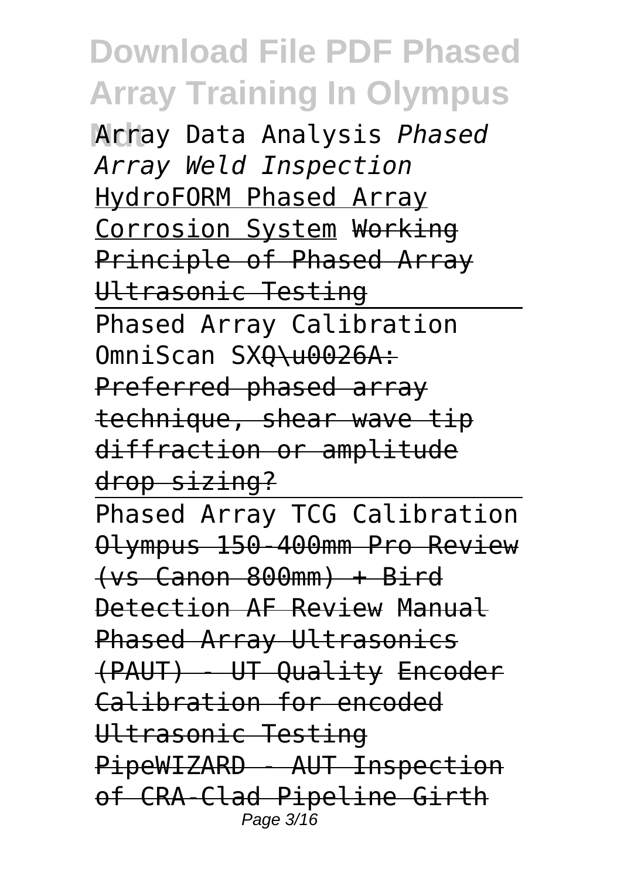Array Data Analysis *Phased Array Weld Inspection* HydroFORM Phased Array Corrosion System Working Principle of Phased Array Ultrasonic Testing

Phased Array Calibration OmniScan SXQ\u0026A: Preferred phased array technique, shear wave tip diffraction or amplitude drop sizing?

Phased Array TCG Calibration Olympus 150-400mm Pro Review (vs Canon 800mm) + Bird Detection AF Review Manual Phased Array Ultrasonics (PAUT) - UT Quality Encoder Calibration for encoded Ultrasonic Testing PipeWIZARD - AUT Inspection of CRA-Clad Pipeline Girth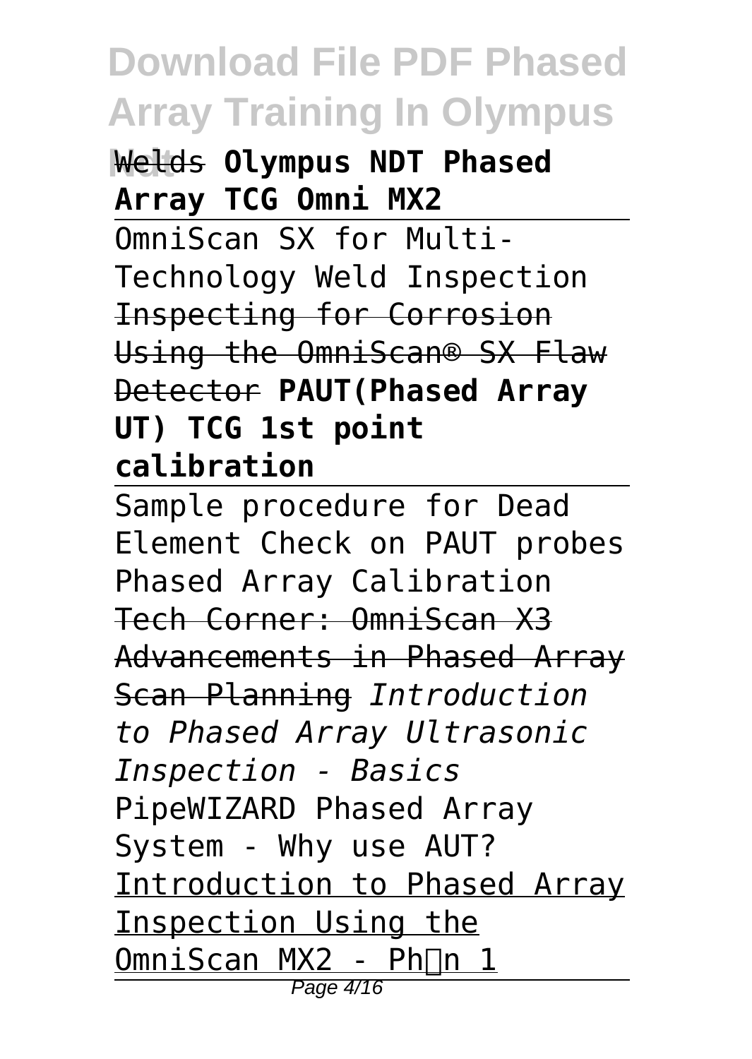Welds **Olympus NDT Phased Array TCG Omni MX2**

OmniScan SX for Multi-Technology Weld Inspection ~~Inspecting for Corrosion Using the OmniScan® SX Flaw Detector~~ **PAUT(Phased Array UT) TCG 1st point calibration**

Sample procedure for Dead Element Check on PAUT probes Phased Array Calibration ~~Tech Corner: OmniScan X3 Advancements in Phased Array Scan Planning~~ *Introduction to Phased Array Ultrasonic Inspection - Basics* PipeWIZARD Phased Array System - Why use AUT? Introduction to Phased Array Inspection Using the OmniScan MX2 - Ph�n 1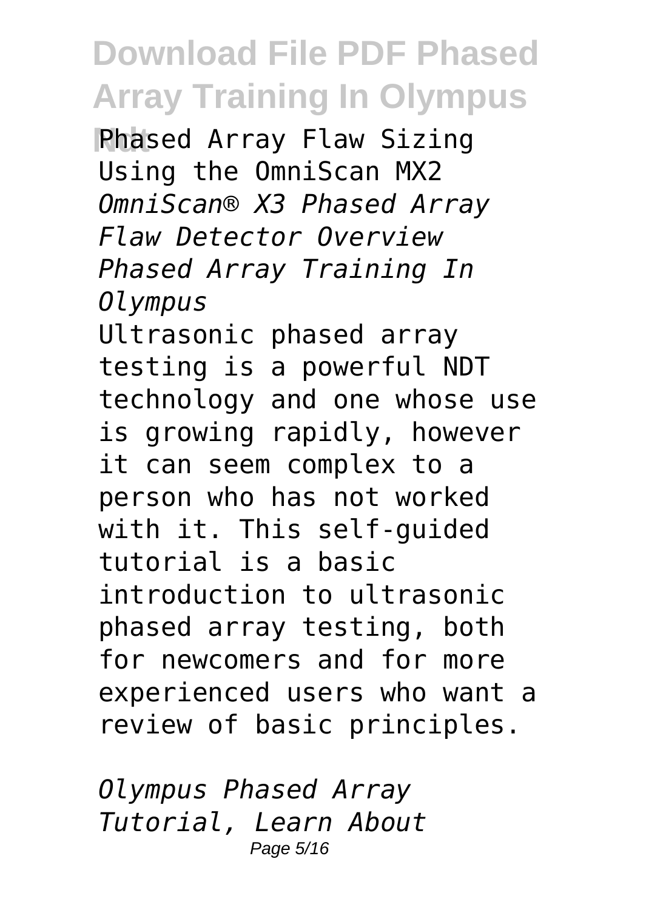Phased Array Flaw Sizing Using the OmniScan MX2

*OmniScan® X3 Phased Array Flaw Detector Overview*

*Phased Array Training In Olympus*

Ultrasonic phased array testing is a powerful NDT technology and one whose use is growing rapidly, however it can seem complex to a person who has not worked with it. This self-guided tutorial is a basic introduction to ultrasonic phased array testing, both for newcomers and for more experienced users who want a review of basic principles.

*Olympus Phased Array Tutorial, Learn About*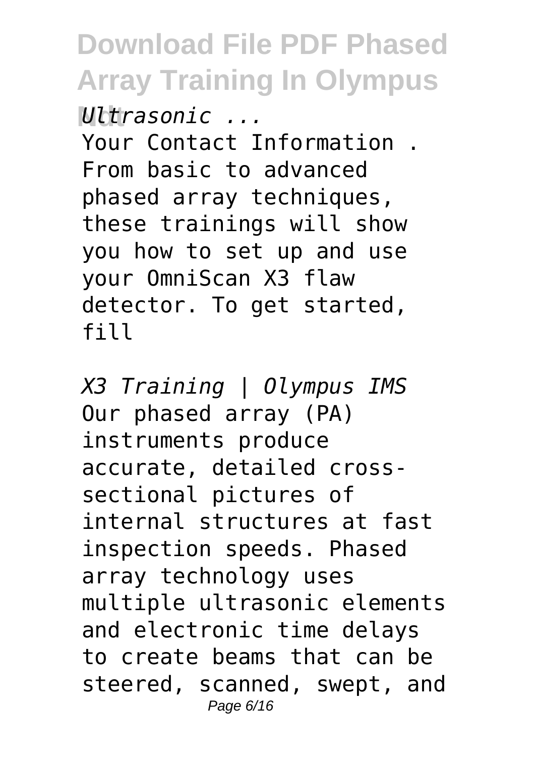*Ultrasonic ...*

Your Contact Information . From basic to advanced phased array techniques, these trainings will show you how to set up and use your OmniScan X3 flaw detector. To get started, fill

*X3 Training | Olympus IMS*

Our phased array (PA) instruments produce accurate, detailed cross-sectional pictures of internal structures at fast inspection speeds. Phased array technology uses multiple ultrasonic elements and electronic time delays to create beams that can be steered, scanned, swept, and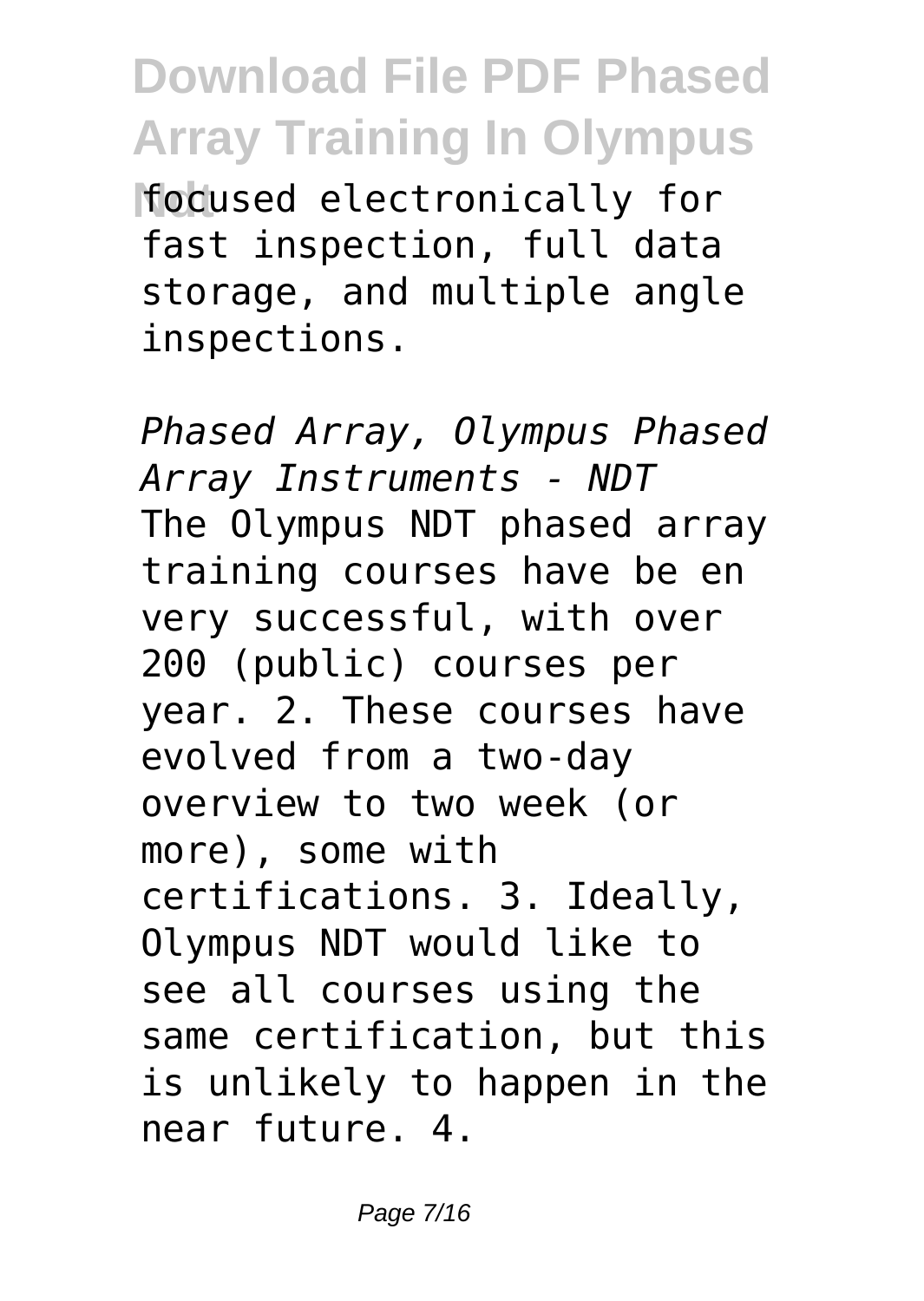focused electronically for fast inspection, full data storage, and multiple angle inspections.

*Phased Array, Olympus Phased Array Instruments - NDT*

The Olympus NDT phased array training courses have be en very successful, with over 200 (public) courses per year. 2. These courses have evolved from a two-day overview to two week (or more), some with certifications. 3. Ideally, Olympus NDT would like to see all courses using the same certification, but this is unlikely to happen in the near future. 4.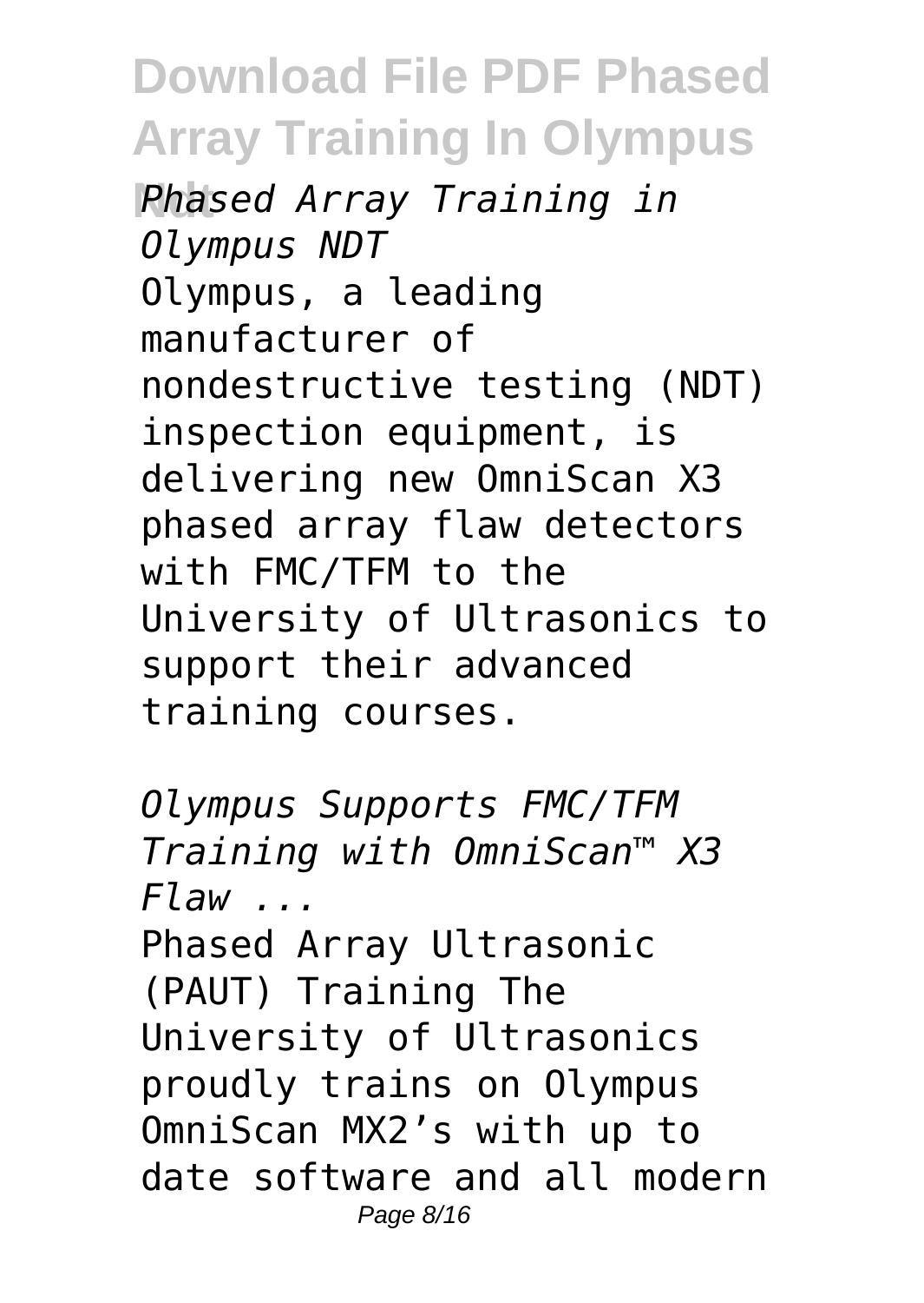*Phased Array Training in Olympus NDT*

Olympus, a leading manufacturer of nondestructive testing (NDT) inspection equipment, is delivering new OmniScan X3 phased array flaw detectors with FMC/TFM to the University of Ultrasonics to support their advanced training courses.

*Olympus Supports FMC/TFM Training with OmniScan™ X3 Flaw ...*

Phased Array Ultrasonic (PAUT) Training The University of Ultrasonics proudly trains on Olympus OmniScan MX2's with up to date software and all modern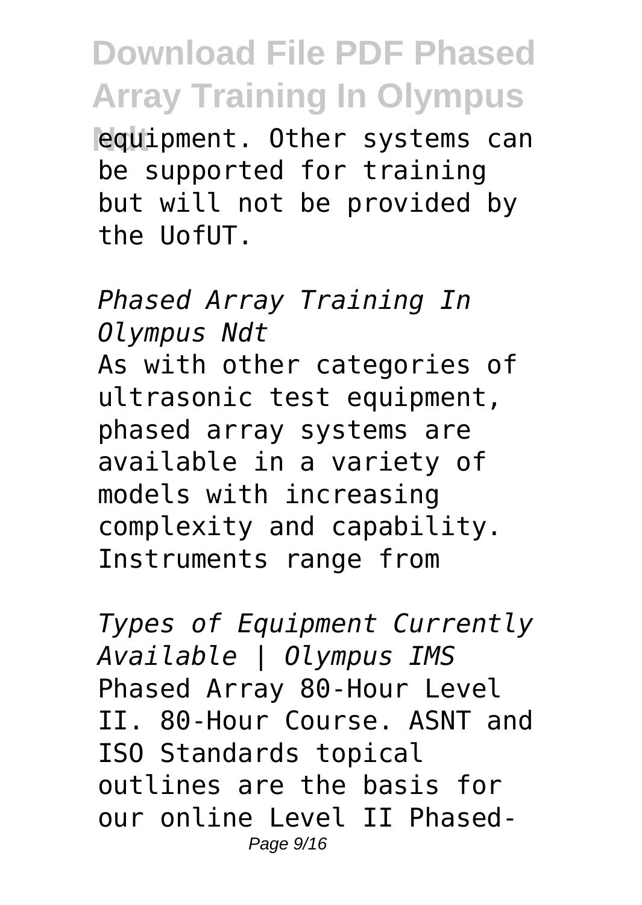equipment. Other systems can be supported for training but will not be provided by the UofUT.

*Phased Array Training In Olympus Ndt*

As with other categories of ultrasonic test equipment, phased array systems are available in a variety of models with increasing complexity and capability. Instruments range from

*Types of Equipment Currently Available | Olympus IMS*

Phased Array 80-Hour Level II. 80-Hour Course. ASNT and ISO Standards topical outlines are the basis for our online Level II Phased-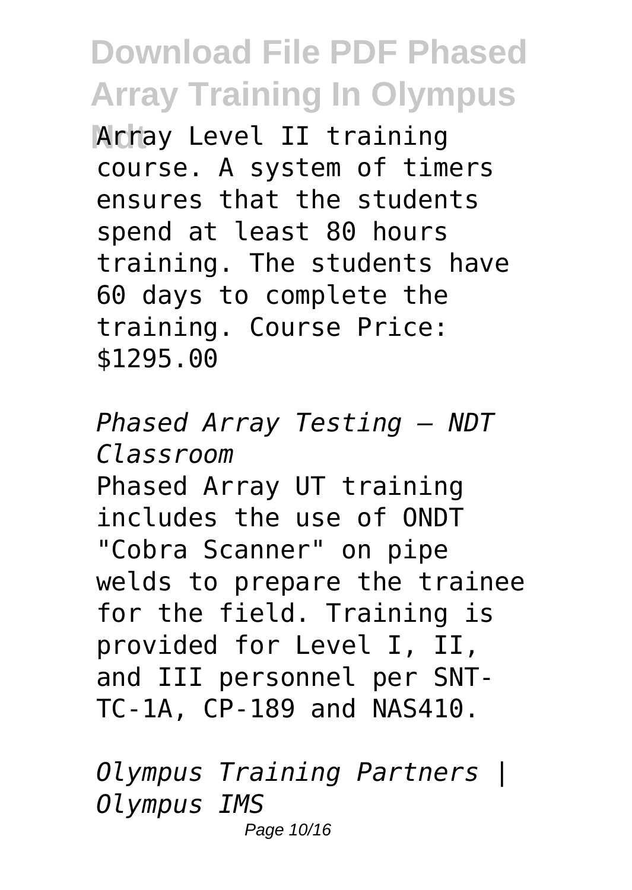Array Level II training course. A system of timers ensures that the students spend at least 80 hours training. The students have 60 days to complete the training. Course Price: $1295.00

*Phased Array Testing – NDT Classroom*

Phased Array UT training includes the use of ONDT "Cobra Scanner" on pipe welds to prepare the trainee for the field. Training is provided for Level I, II, and III personnel per SNT-TC-1A, CP-189 and NAS410.

*Olympus Training Partners | Olympus IMS*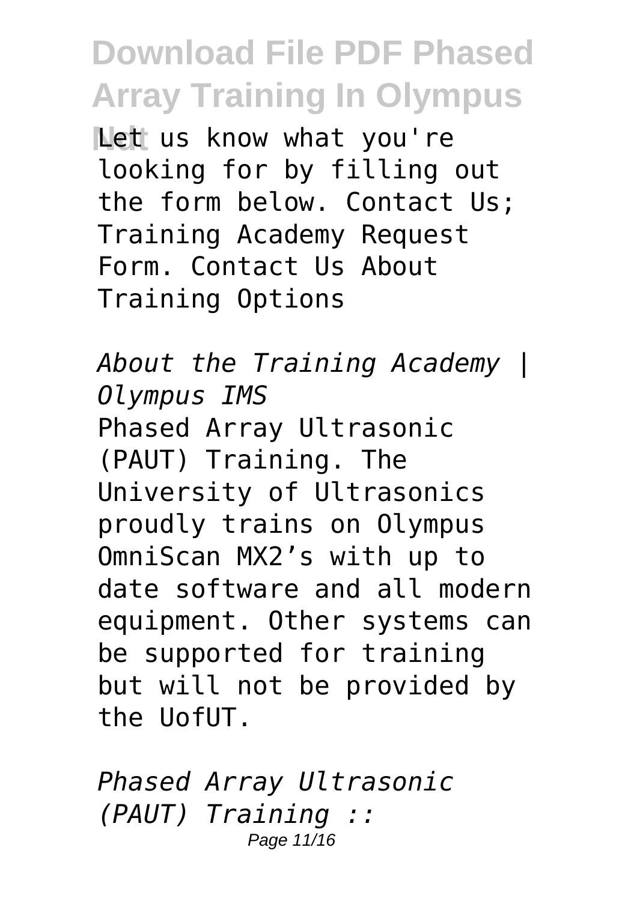Let us know what you're looking for by filling out the form below. Contact Us; Training Academy Request Form. Contact Us About Training Options

*About the Training Academy | Olympus IMS*

Phased Array Ultrasonic (PAUT) Training. The University of Ultrasonics proudly trains on Olympus OmniScan MX2's with up to date software and all modern equipment. Other systems can be supported for training but will not be provided by the UofUT.

*Phased Array Ultrasonic (PAUT) Training ::*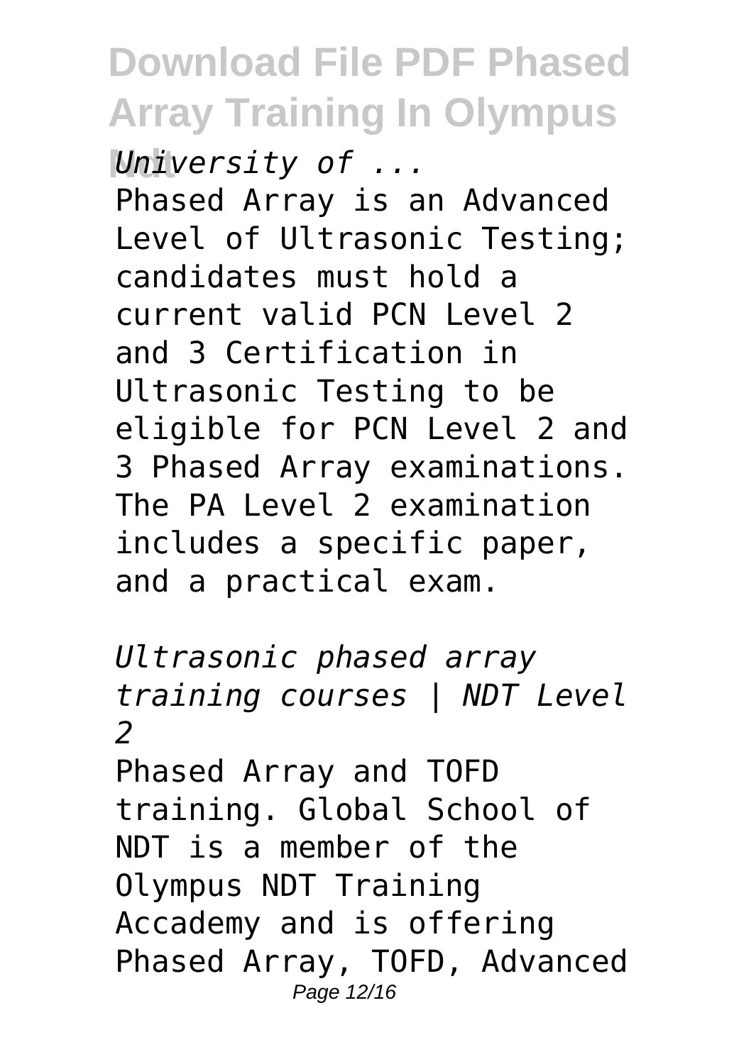*University of ...*

Phased Array is an Advanced Level of Ultrasonic Testing; candidates must hold a current valid PCN Level 2 and 3 Certification in Ultrasonic Testing to be eligible for PCN Level 2 and 3 Phased Array examinations. The PA Level 2 examination includes a specific paper, and a practical exam.

*Ultrasonic phased array training courses | NDT Level 2*

Phased Array and TOFD training. Global School of NDT is a member of the Olympus NDT Training Accademy and is offering Phased Array, TOFD, Advanced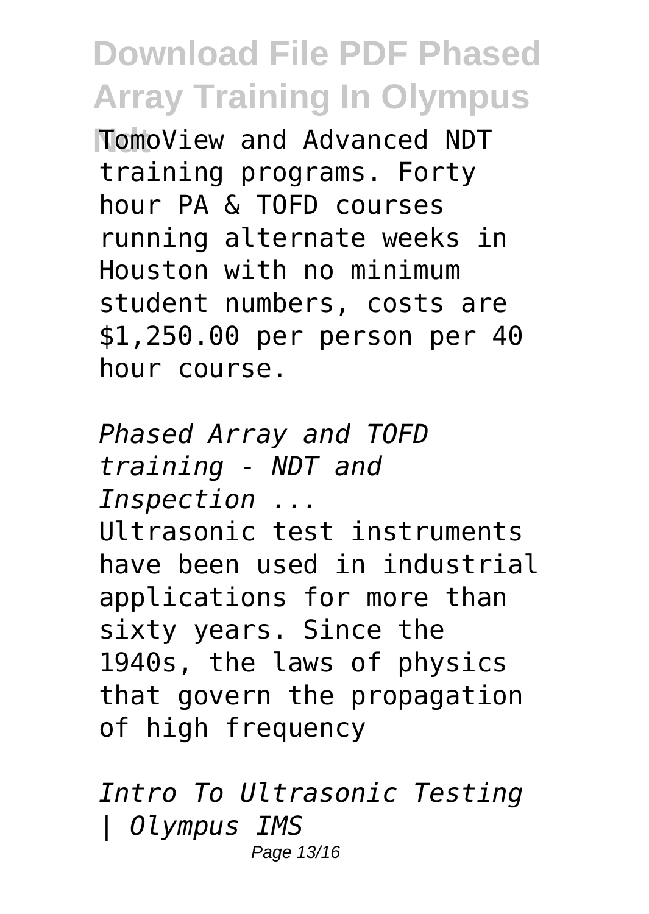TomoView and Advanced NDT training programs. Forty hour PA & TOFD courses running alternate weeks in Houston with no minimum student numbers, costs are $1,250.00 per person per 40 hour course.

*Phased Array and TOFD training - NDT and Inspection ...*

Ultrasonic test instruments have been used in industrial applications for more than sixty years. Since the 1940s, the laws of physics that govern the propagation of high frequency

*Intro To Ultrasonic Testing | Olympus IMS*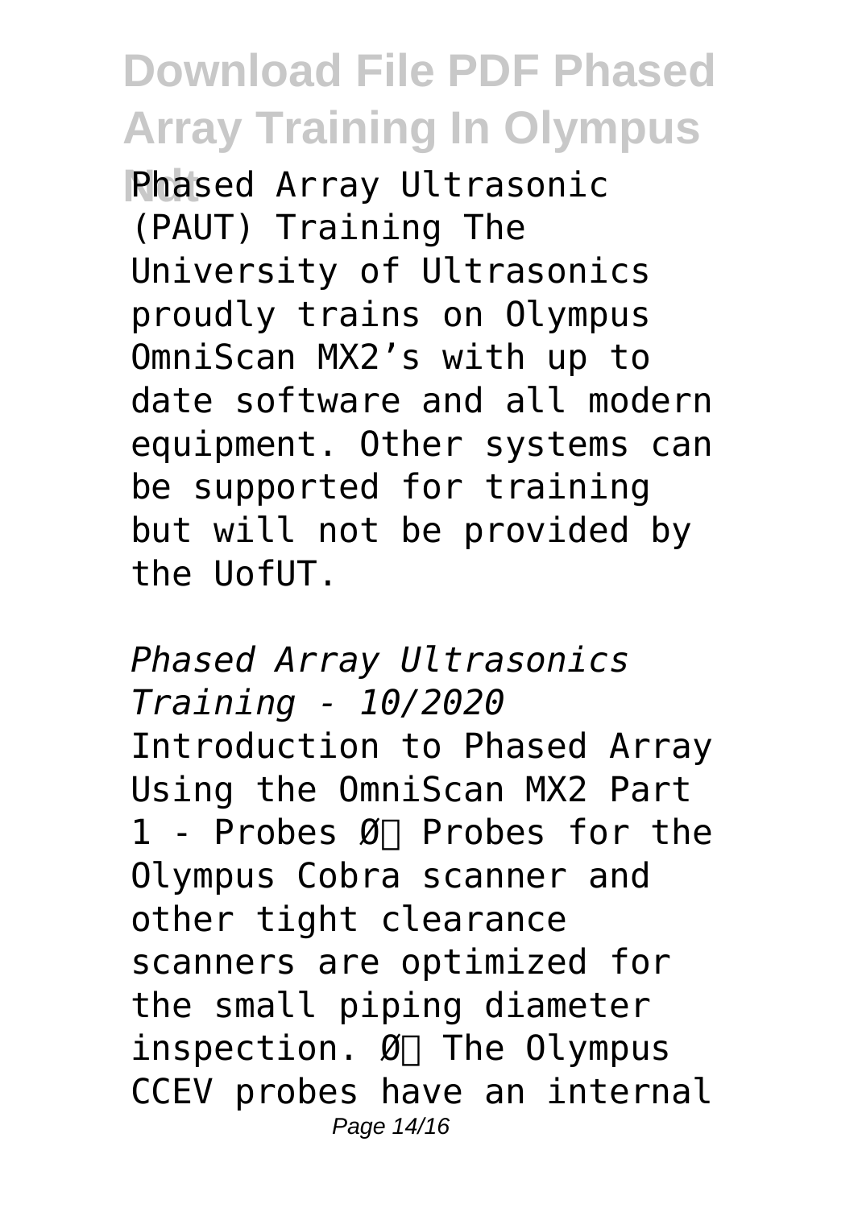Phased Array Ultrasonic (PAUT) Training The University of Ultrasonics proudly trains on Olympus OmniScan MX2's with up to date software and all modern equipment. Other systems can be supported for training but will not be provided by the UofUT.

*Phased Array Ultrasonics Training - 10/2020*

Introduction to Phased Array Using the OmniScan MX2 Part 1 - Probes Ø Probes for the Olympus Cobra scanner and other tight clearance scanners are optimized for the small piping diameter inspection. Ø The Olympus CCEV probes have an internal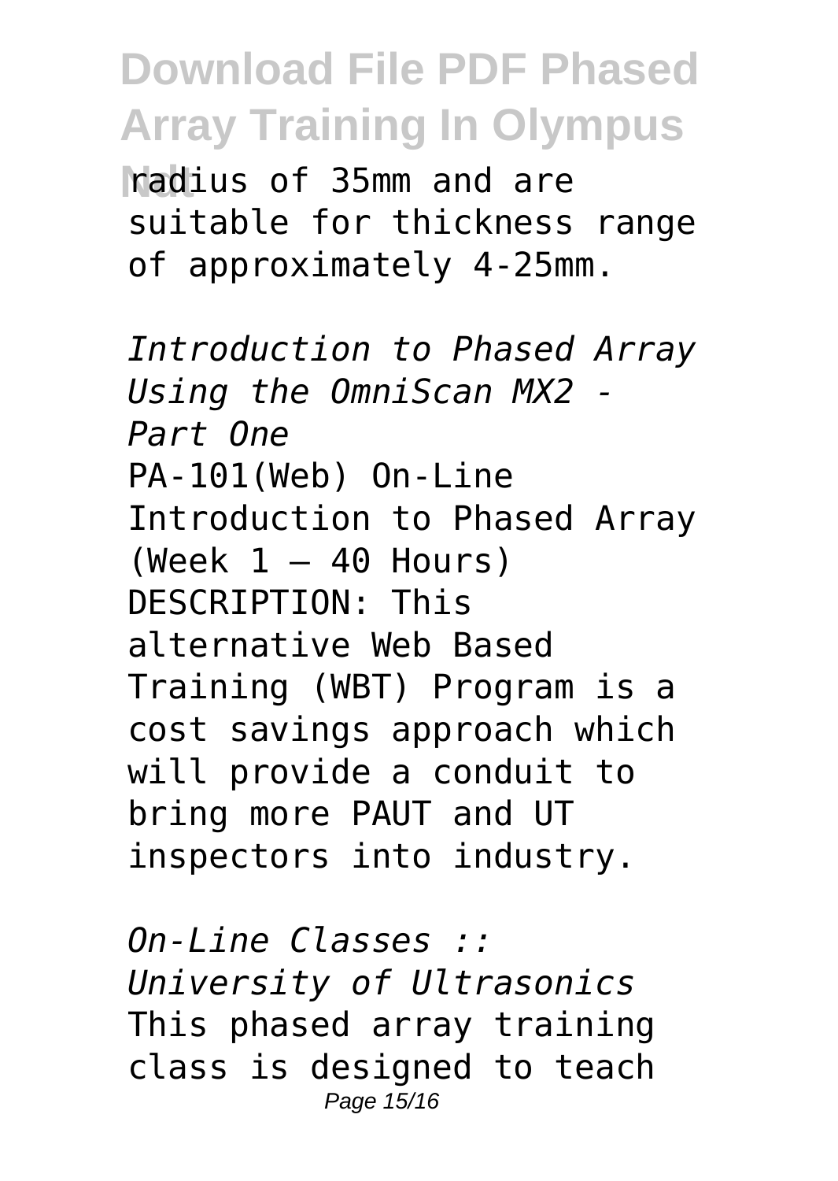radius of 35mm and are suitable for thickness range of approximately 4-25mm.

*Introduction to Phased Array Using the OmniScan MX2 - Part One*

PA-101(Web) On-Line Introduction to Phased Array (Week 1 – 40 Hours) DESCRIPTION: This alternative Web Based Training (WBT) Program is a cost savings approach which will provide a conduit to bring more PAUT and UT inspectors into industry.

*On-Line Classes :: University of Ultrasonics*

This phased array training class is designed to teach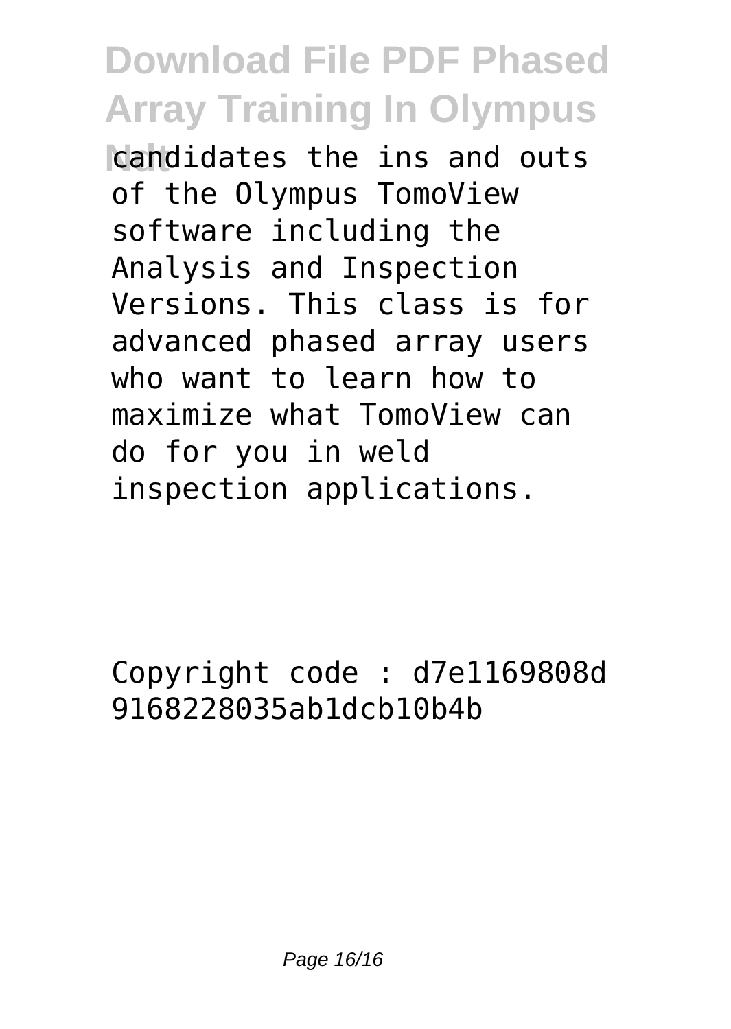candidates the ins and outs of the Olympus TomoView software including the Analysis and Inspection Versions. This class is for advanced phased array users who want to learn how to maximize what TomoView can do for you in weld inspection applications.

Copyright code : d7e1169808d9168228035ab1dcb10b4b